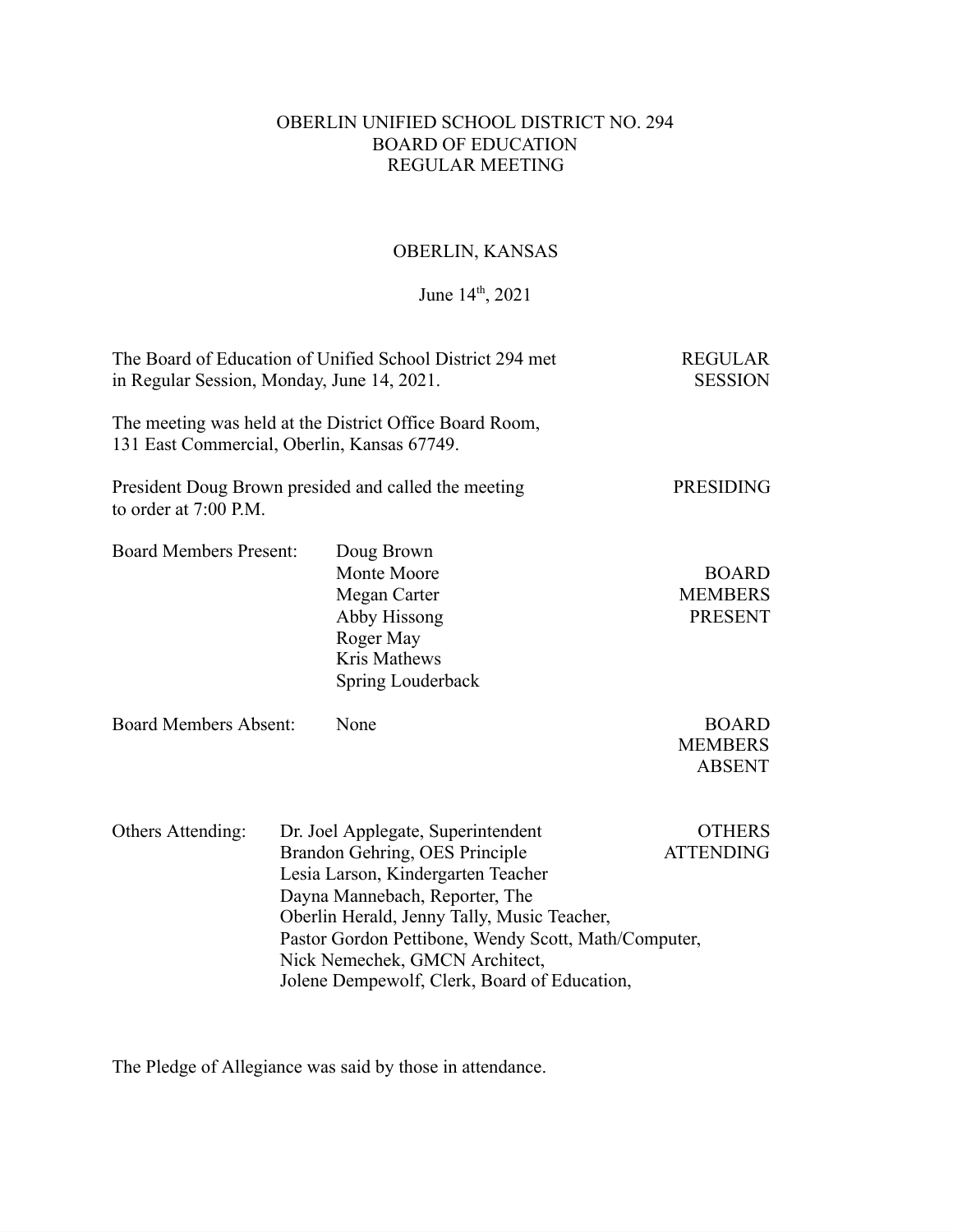# OBERLIN UNIFIED SCHOOL DISTRICT NO. 294
## BOARD OF EDUCATION
## REGULAR MEETING

OBERLIN, KANSAS

June 14th, 2021

The Board of Education of Unified School District 294 met in Regular Session, Monday, June 14, 2021. **REGULAR SESSION**

The meeting was held at the District Office Board Room, 131 East Commercial, Oberlin, Kansas 67749.

President Doug Brown presided and called the meeting to order at 7:00 P.M. **PRESIDING**

**BOARD MEMBERS PRESENT**

Board Members Present:
- Doug Brown
- Monte Moore
- Megan Carter
- Abby Hissong
- Roger May
- Kris Mathews
- Spring Louderback

**BOARD MEMBERS ABSENT**

Board Members Absent: None

**OTHERS ATTENDING**

Others Attending: Dr. Joel Applegate, Superintendent
Brandon Gehring, OES Principle
Lesia Larson, Kindergarten Teacher
Dayna Mannebach, Reporter, The Oberlin Herald, Jenny Tally, Music Teacher,
Pastor Gordon Pettibone, Wendy Scott, Math/Computer,
Nick Nemechek, GMCN Architect,
Jolene Dempewolf, Clerk, Board of Education,

The Pledge of Allegiance was said by those in attendance.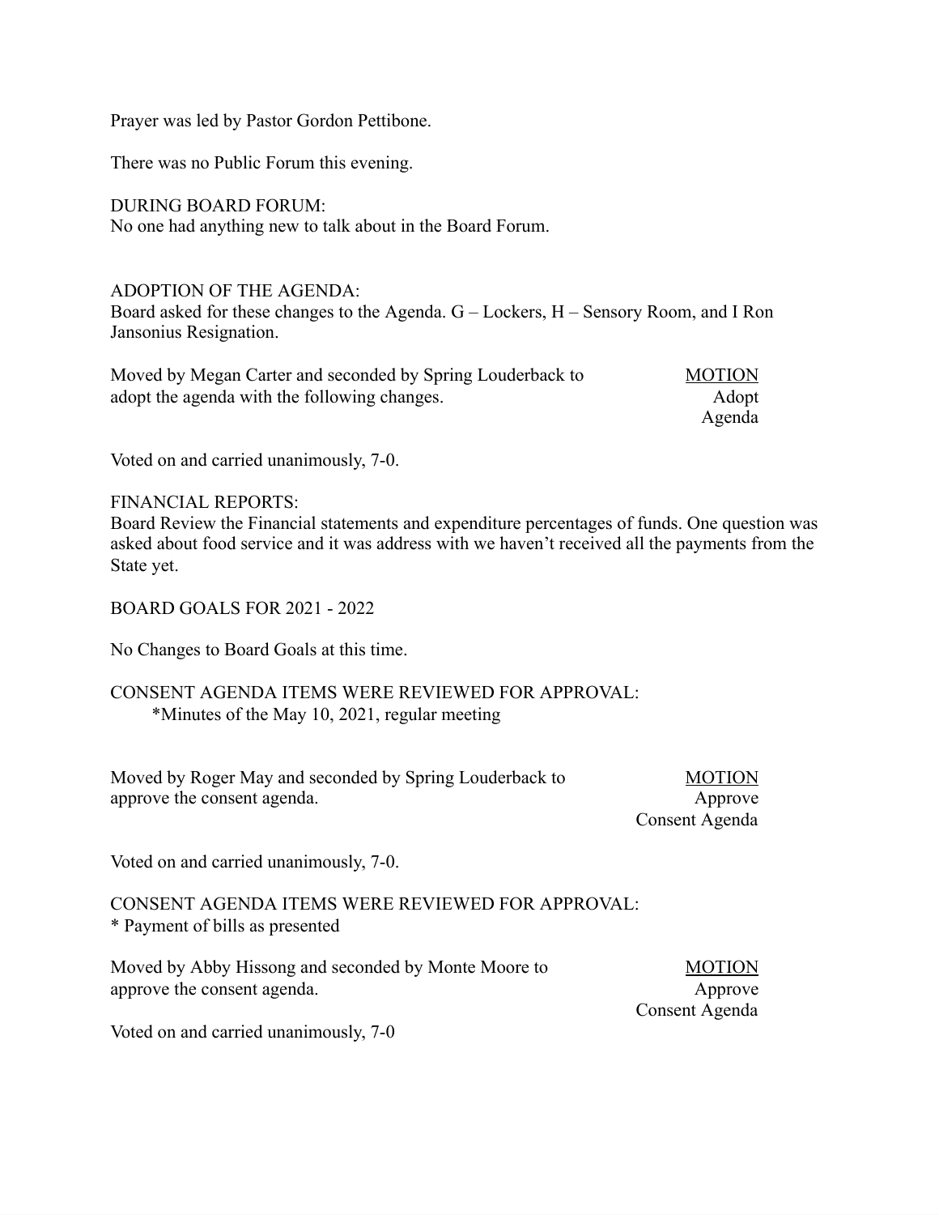Prayer was led by Pastor Gordon Pettibone.

There was no Public Forum this evening.

DURING BOARD FORUM:
No one had anything new to talk about in the Board Forum.

ADOPTION OF THE AGENDA:
Board asked for these changes to the Agenda. G – Lockers, H – Sensory Room, and I Ron Jansonius Resignation.

Moved by Megan Carter and seconded by Spring Louderback to adopt the agenda with the following changes.

MOTION
Adopt Agenda

Voted on and carried unanimously, 7-0.

FINANCIAL REPORTS:
Board Review the Financial statements and expenditure percentages of funds. One question was asked about food service and it was address with we haven't received all the payments from the State yet.

BOARD GOALS FOR 2021 - 2022

No Changes to Board Goals at this time.

CONSENT AGENDA ITEMS WERE REVIEWED FOR APPROVAL:
*Minutes of the May 10, 2021, regular meeting

Moved by Roger May and seconded by Spring Louderback to approve the consent agenda.

MOTION
Approve Consent Agenda

Voted on and carried unanimously, 7-0.

CONSENT AGENDA ITEMS WERE REVIEWED FOR APPROVAL:
* Payment of bills as presented

Moved by Abby Hissong and seconded by Monte Moore to approve the consent agenda.

MOTION
Approve Consent Agenda

Voted on and carried unanimously, 7-0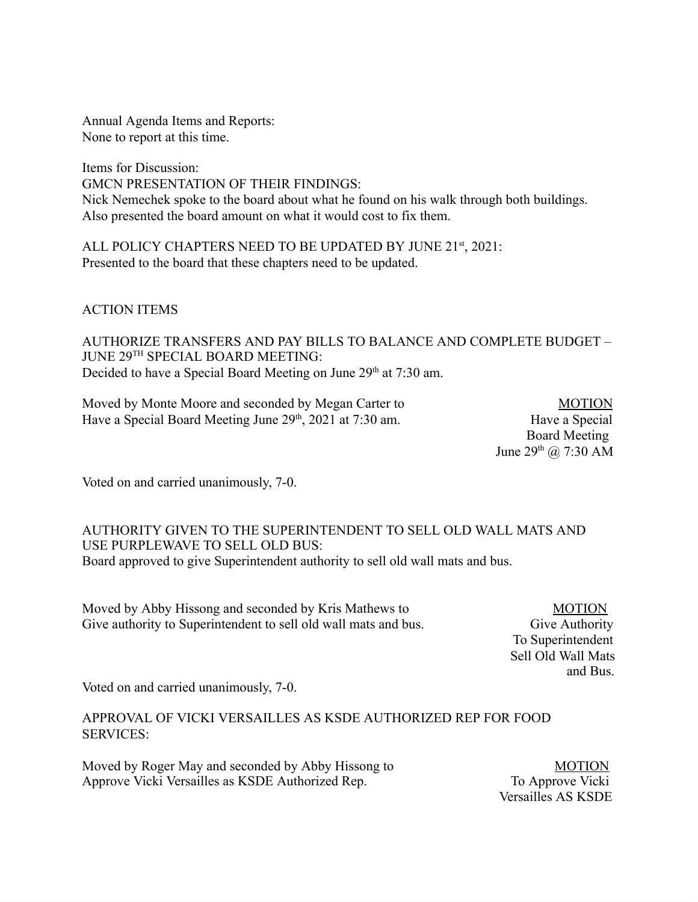Annual Agenda Items and Reports:
None to report at this time.

Items for Discussion:
GMCN PRESENTATION OF THEIR FINDINGS:
Nick Nemechek spoke to the board about what he found on his walk through both buildings. Also presented the board amount on what it would cost to fix them.

ALL POLICY CHAPTERS NEED TO BE UPDATED BY JUNE 21st, 2021:
Presented to the board that these chapters need to be updated.

ACTION ITEMS

AUTHORIZE TRANSFERS AND PAY BILLS TO BALANCE AND COMPLETE BUDGET – JUNE 29TH SPECIAL BOARD MEETING:
Decided to have a Special Board Meeting on June 29th at 7:30 am.

Moved by Monte Moore and seconded by Megan Carter to Have a Special Board Meeting June 29th, 2021 at 7:30 am.

MOTION
Have a Special Board Meeting June 29th @ 7:30 AM

Voted on and carried unanimously, 7-0.

AUTHORITY GIVEN TO THE SUPERINTENDENT TO SELL OLD WALL MATS AND USE PURPLEWAVE TO SELL OLD BUS:
Board approved to give Superintendent authority to sell old wall mats and bus.

Moved by Abby Hissong and seconded by Kris Mathews to Give authority to Superintendent to sell old wall mats and bus.

MOTION
Give Authority To Superintendent Sell Old Wall Mats and Bus.

Voted on and carried unanimously, 7-0.

APPROVAL OF VICKI VERSAILLES AS KSDE AUTHORIZED REP FOR FOOD SERVICES:

Moved by Roger May and seconded by Abby Hissong to Approve Vicki Versailles as KSDE Authorized Rep.

MOTION
To Approve Vicki Versailles AS KSDE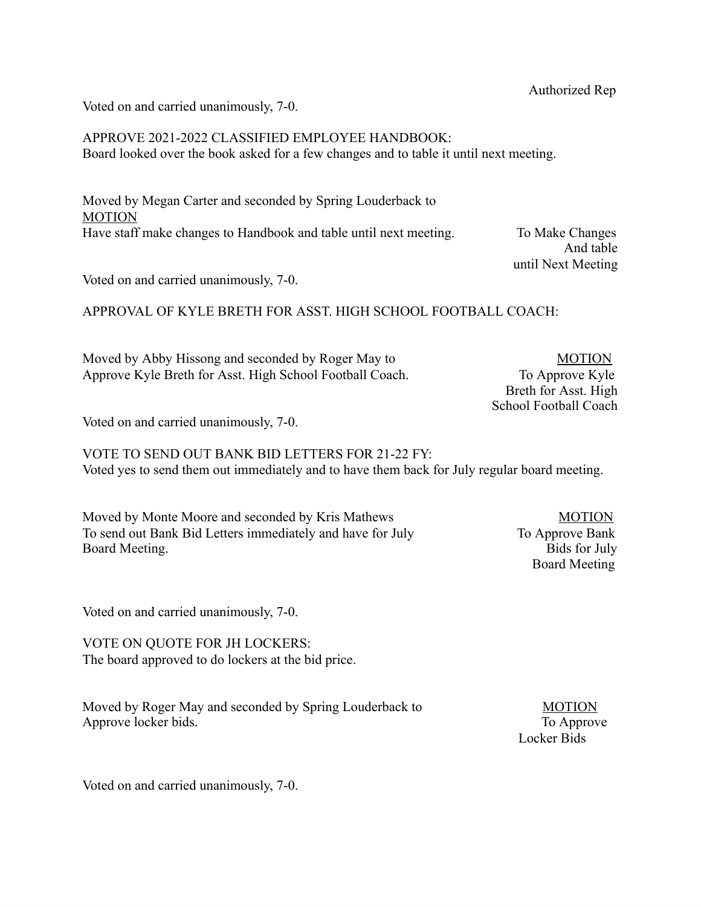Authorized Rep

Voted on and carried unanimously, 7-0.

APPROVE 2021-2022 CLASSIFIED EMPLOYEE HANDBOOK:
Board looked over the book asked for a few changes and to table it until next meeting.

Moved by Megan Carter and seconded by Spring Louderback to
MOTION
Have staff make changes to Handbook and table until next meeting.

To Make Changes
And table
until Next Meeting

Voted on and carried unanimously, 7-0.

APPROVAL OF KYLE BRETH FOR ASST. HIGH SCHOOL FOOTBALL COACH:

Moved by Abby Hissong and seconded by Roger May to
Approve Kyle Breth for Asst. High School Football Coach.

MOTION
To Approve Kyle
Breth for Asst. High
School Football Coach

Voted on and carried unanimously, 7-0.

VOTE TO SEND OUT BANK BID LETTERS FOR 21-22 FY:
Voted yes to send them out immediately and to have them back for July regular board meeting.

Moved by Monte Moore and seconded by Kris Mathews
To send out Bank Bid Letters immediately and have for July
Board Meeting.

MOTION
To Approve Bank
Bids for July
Board Meeting

Voted on and carried unanimously, 7-0.

VOTE ON QUOTE FOR JH LOCKERS:
The board approved to do lockers at the bid price.

Moved by Roger May and seconded by Spring Louderback to
Approve locker bids.

MOTION
To Approve
Locker Bids

Voted on and carried unanimously, 7-0.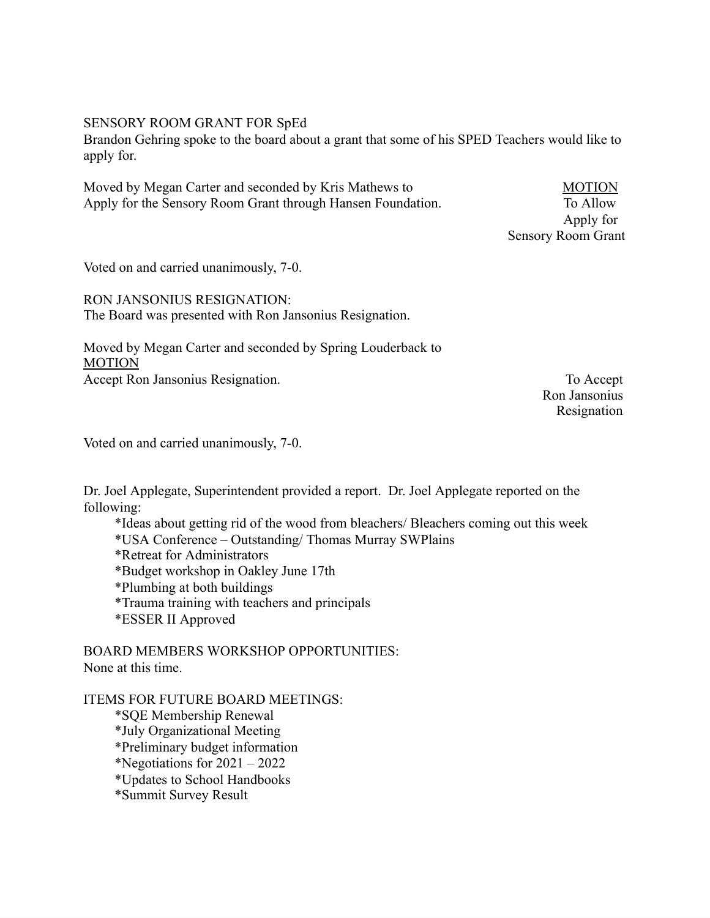SENSORY ROOM GRANT FOR SpEd

Brandon Gehring spoke to the board about a grant that some of his SPED Teachers would like to apply for.

Moved by Megan Carter and seconded by Kris Mathews to Apply for the Sensory Room Grant through Hansen Foundation.

MOTION
To Allow Apply for Sensory Room Grant

Voted on and carried unanimously, 7-0.

RON JANSONIUS RESIGNATION:

The Board was presented with Ron Jansonius Resignation.

Moved by Megan Carter and seconded by Spring Louderback to Accept Ron Jansonius Resignation.

MOTION
To Accept Ron Jansonius Resignation

Voted on and carried unanimously, 7-0.

Dr. Joel Applegate, Superintendent provided a report. Dr. Joel Applegate reported on the following:

*Ideas about getting rid of the wood from bleachers/ Bleachers coming out this week
*USA Conference – Outstanding/ Thomas Murray SWPlains
*Retreat for Administrators
*Budget workshop in Oakley June 17th
*Plumbing at both buildings
*Trauma training with teachers and principals
*ESSER II Approved

BOARD MEMBERS WORKSHOP OPPORTUNITIES:

None at this time.

ITEMS FOR FUTURE BOARD MEETINGS:

*SQE Membership Renewal
*July Organizational Meeting
*Preliminary budget information
*Negotiations for 2021 – 2022
*Updates to School Handbooks
*Summit Survey Result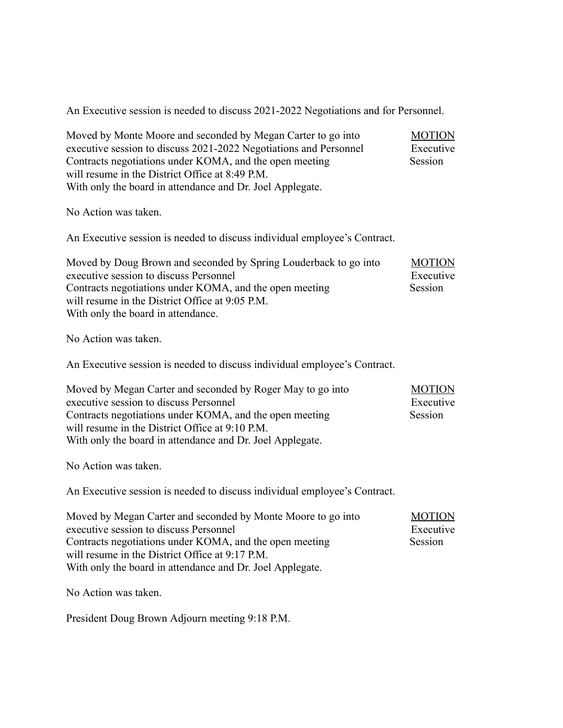An Executive session is needed to discuss 2021-2022 Negotiations and for Personnel.

Moved by Monte Moore and seconded by Megan Carter to go into executive session to discuss 2021-2022 Negotiations and Personnel Contracts negotiations under KOMA, and the open meeting will resume in the District Office at 8:49 P.M. With only the board in attendance and Dr. Joel Applegate.

<u>MOTION</u>
Executive Session

No Action was taken.

An Executive session is needed to discuss individual employee's Contract.

Moved by Doug Brown and seconded by Spring Louderback to go into executive session to discuss Personnel Contracts negotiations under KOMA, and the open meeting will resume in the District Office at 9:05 P.M. With only the board in attendance.

<u>MOTION</u>
Executive Session

No Action was taken.

An Executive session is needed to discuss individual employee's Contract.

Moved by Megan Carter and seconded by Roger May to go into executive session to discuss Personnel Contracts negotiations under KOMA, and the open meeting will resume in the District Office at 9:10 P.M. With only the board in attendance and Dr. Joel Applegate.

<u>MOTION</u>
Executive Session

No Action was taken.

An Executive session is needed to discuss individual employee's Contract.

Moved by Megan Carter and seconded by Monte Moore to go into executive session to discuss Personnel Contracts negotiations under KOMA, and the open meeting will resume in the District Office at 9:17 P.M. With only the board in attendance and Dr. Joel Applegate.

<u>MOTION</u>
Executive Session

No Action was taken.

President Doug Brown Adjourn meeting 9:18 P.M.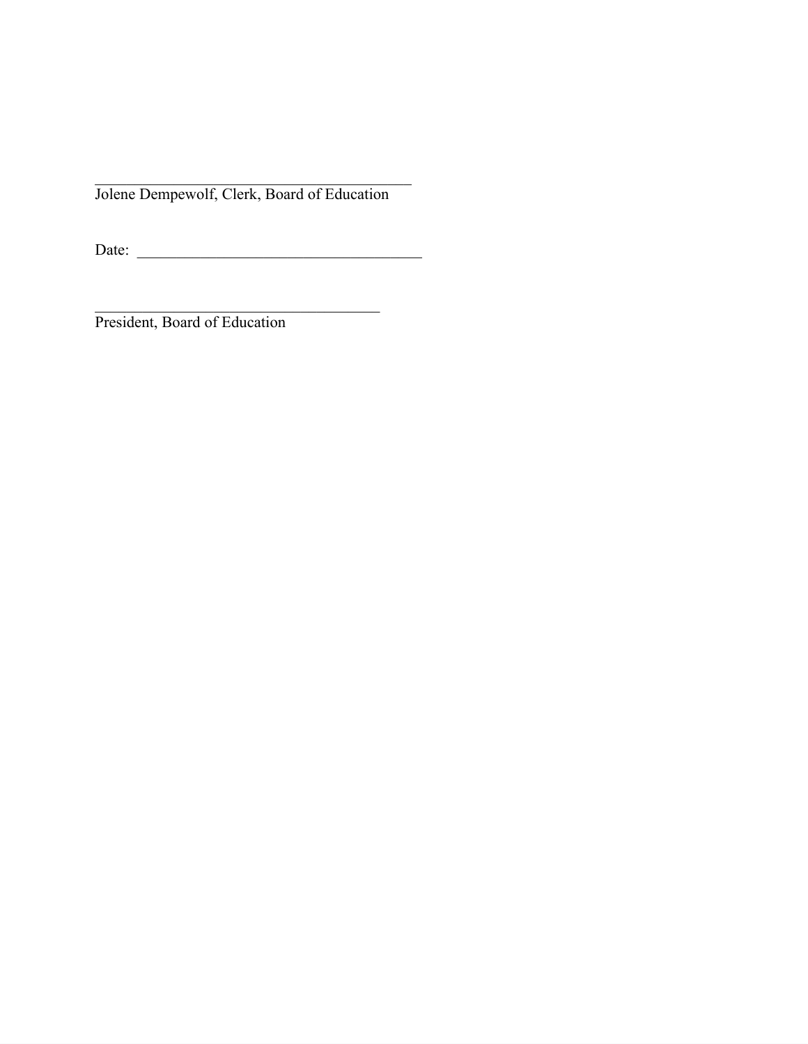______________________________________

Jolene Dempewolf, Clerk, Board of Education

Date: ___________________________________

___________________________________

President, Board of Education